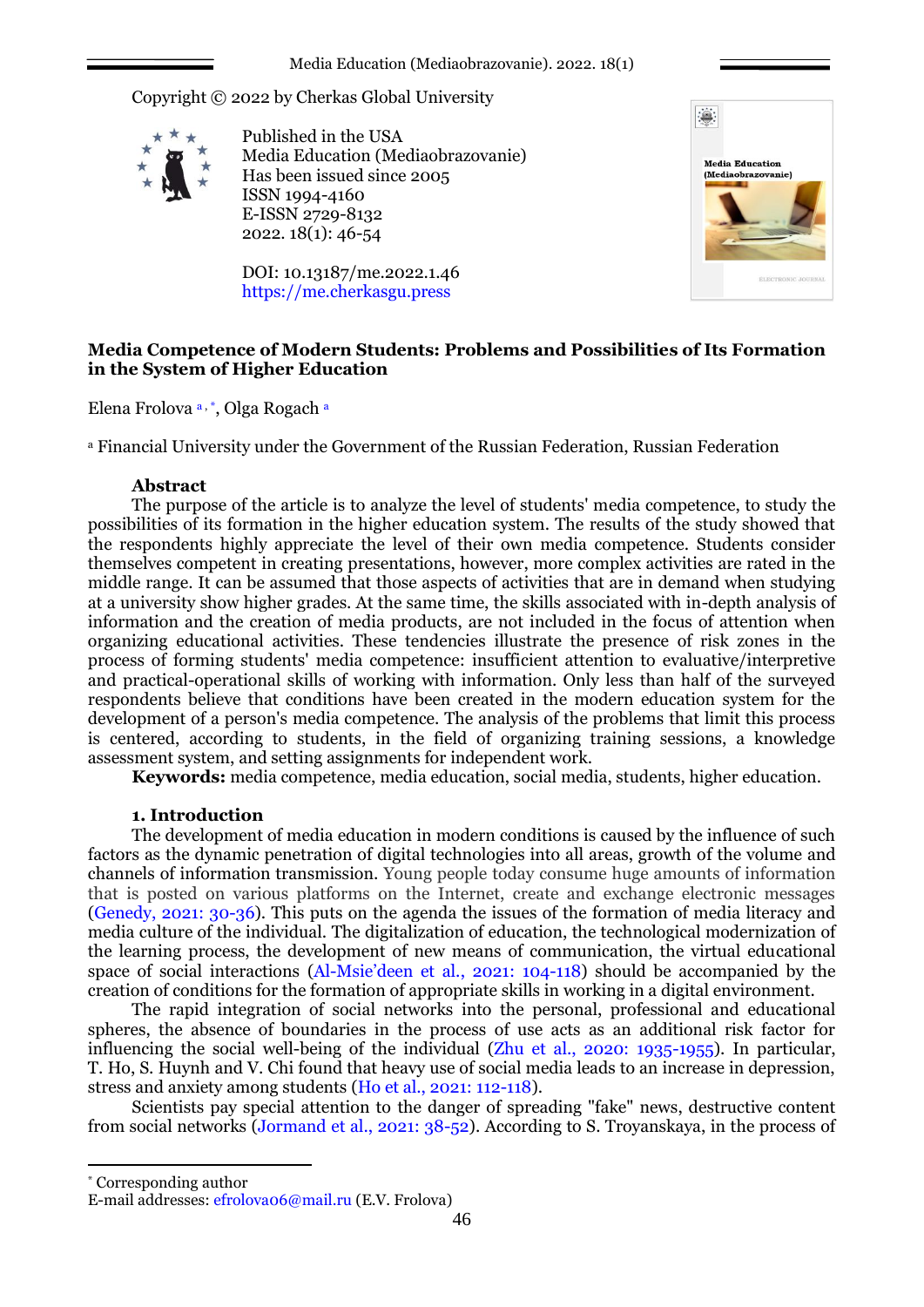Copyright © 2022 by Cherkas Global University

Published in the USA
Media Education (Mediaobrazovanie)
Has been issued since 2005
ISSN 1994-4160
E-ISSN 2729-8132
2022. 18(1): 46-54

DOI: 10.13187/me.2022.1.46
https://me.cherkasgu.press

# Media Competence of Modern Students: Problems and Possibilities of Its Formation in the System of Higher Education

Elena Frolova [a, *], Olga Rogach [a]

[a] Financial University under the Government of the Russian Federation, Russian Federation

## Abstract

The purpose of the article is to analyze the level of students' media competence, to study the possibilities of its formation in the higher education system. The results of the study showed that the respondents highly appreciate the level of their own media competence. Students consider themselves competent in creating presentations, however, more complex activities are rated in the middle range. It can be assumed that those aspects of activities that are in demand when studying at a university show higher grades. At the same time, the skills associated with in-depth analysis of information and the creation of media products, are not included in the focus of attention when organizing educational activities. These tendencies illustrate the presence of risk zones in the process of forming students' media competence: insufficient attention to evaluative/interpretive and practical-operational skills of working with information. Only less than half of the surveyed respondents believe that conditions have been created in the modern education system for the development of a person's media competence. The analysis of the problems that limit this process is centered, according to students, in the field of organizing training sessions, a knowledge assessment system, and setting assignments for independent work.

**Keywords:** media competence, media education, social media, students, higher education.

## 1. Introduction

The development of media education in modern conditions is caused by the influence of such factors as the dynamic penetration of digital technologies into all areas, growth of the volume and channels of information transmission. Young people today consume huge amounts of information that is posted on various platforms on the Internet, create and exchange electronic messages (Genedy, 2021: 30-36). This puts on the agenda the issues of the formation of media literacy and media culture of the individual. The digitalization of education, the technological modernization of the learning process, the development of new means of communication, the virtual educational space of social interactions (Al-Msie'deen et al., 2021: 104-118) should be accompanied by the creation of conditions for the formation of appropriate skills in working in a digital environment.

The rapid integration of social networks into the personal, professional and educational spheres, the absence of boundaries in the process of use acts as an additional risk factor for influencing the social well-being of the individual (Zhu et al., 2020: 1935-1955). In particular, T. Ho, S. Huynh and V. Chi found that heavy use of social media leads to an increase in depression, stress and anxiety among students (Ho et al., 2021: 112-118).

Scientists pay special attention to the danger of spreading "fake" news, destructive content from social networks (Jormand et al., 2021: 38-52). According to S. Troyanskaya, in the process of

---

[*] Corresponding author
E-mail addresses: efrolova06@mail.ru (E.V. Frolova)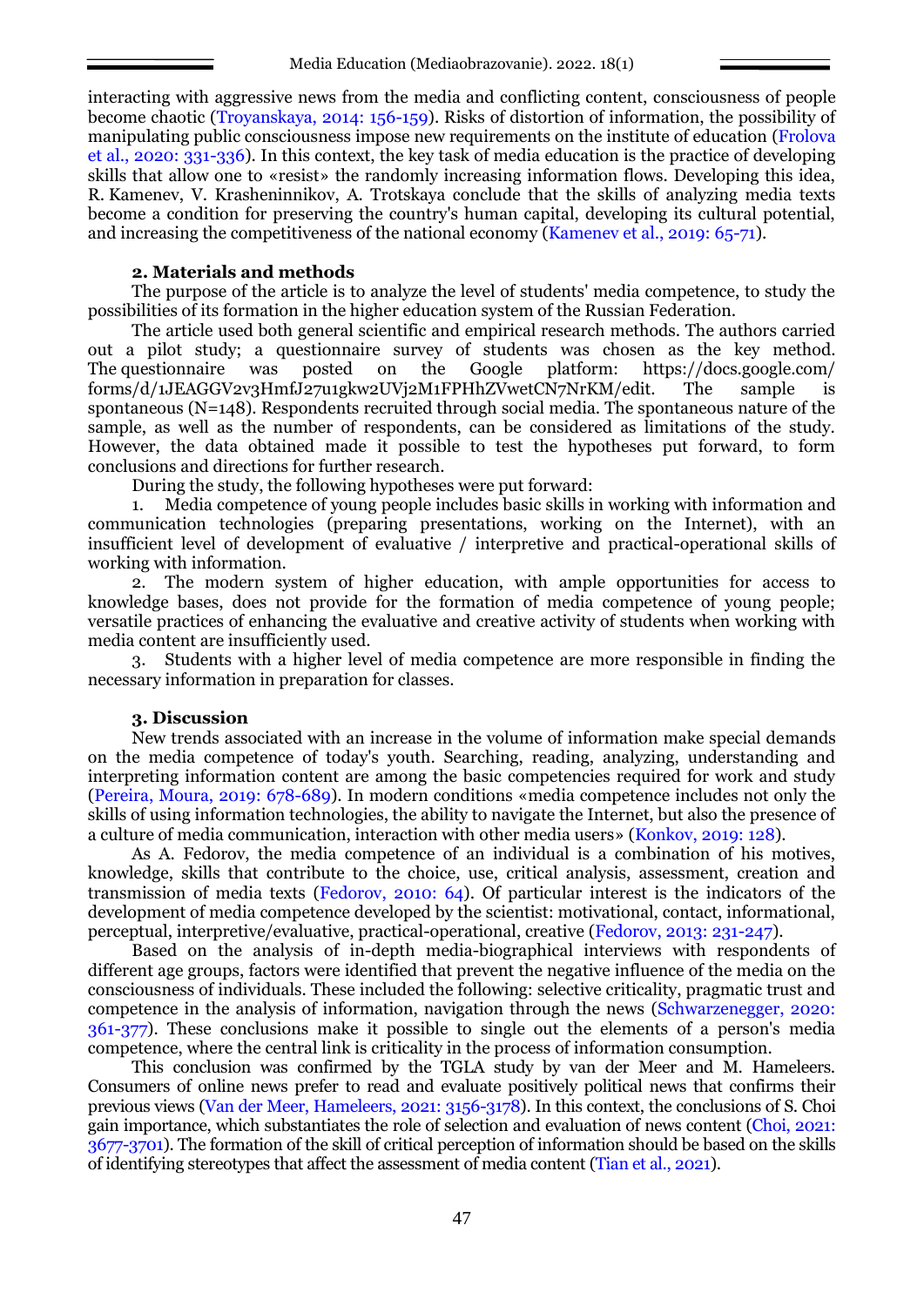interacting with aggressive news from the media and conflicting content, consciousness of people become chaotic (Troyanskaya, 2014: 156-159). Risks of distortion of information, the possibility of manipulating public consciousness impose new requirements on the institute of education (Frolova et al., 2020: 331-336). In this context, the key task of media education is the practice of developing skills that allow one to «resist» the randomly increasing information flows. Developing this idea, R. Kamenev, V. Krasheninnikov, A. Trotskaya conclude that the skills of analyzing media texts become a condition for preserving the country's human capital, developing its cultural potential, and increasing the competitiveness of the national economy (Kamenev et al., 2019: 65-71).

## 2. Materials and methods

The purpose of the article is to analyze the level of students' media competence, to study the possibilities of its formation in the higher education system of the Russian Federation.

The article used both general scientific and empirical research methods. The authors carried out a pilot study; a questionnaire survey of students was chosen as the key method. The questionnaire was posted on the Google platform: https://docs.google.com/forms/d/1JEAGGV2v3HmfJ27u1gkw2UVj2M1FPHhZVwetCN7NrKM/edit. The sample is spontaneous (N=148). Respondents recruited through social media. The spontaneous nature of the sample, as well as the number of respondents, can be considered as limitations of the study. However, the data obtained made it possible to test the hypotheses put forward, to form conclusions and directions for further research.

During the study, the following hypotheses were put forward:

1. Media competence of young people includes basic skills in working with information and communication technologies (preparing presentations, working on the Internet), with an insufficient level of development of evaluative / interpretive and practical-operational skills of working with information.
2. The modern system of higher education, with ample opportunities for access to knowledge bases, does not provide for the formation of media competence of young people; versatile practices of enhancing the evaluative and creative activity of students when working with media content are insufficiently used.
3. Students with a higher level of media competence are more responsible in finding the necessary information in preparation for classes.

## 3. Discussion

New trends associated with an increase in the volume of information make special demands on the media competence of today's youth. Searching, reading, analyzing, understanding and interpreting information content are among the basic competencies required for work and study (Pereira, Moura, 2019: 678-689). In modern conditions «media competence includes not only the skills of using information technologies, the ability to navigate the Internet, but also the presence of a culture of media communication, interaction with other media users» (Konkov, 2019: 128).

As A. Fedorov, the media competence of an individual is a combination of his motives, knowledge, skills that contribute to the choice, use, critical analysis, assessment, creation and transmission of media texts (Fedorov, 2010: 64). Of particular interest is the indicators of the development of media competence developed by the scientist: motivational, contact, informational, perceptual, interpretive/evaluative, practical-operational, creative (Fedorov, 2013: 231-247).

Based on the analysis of in-depth media-biographical interviews with respondents of different age groups, factors were identified that prevent the negative influence of the media on the consciousness of individuals. These included the following: selective criticality, pragmatic trust and competence in the analysis of information, navigation through the news (Schwarzenegger, 2020: 361-377). These conclusions make it possible to single out the elements of a person's media competence, where the central link is criticality in the process of information consumption.

This conclusion was confirmed by the TGLA study by van der Meer and M. Hameleers. Consumers of online news prefer to read and evaluate positively political news that confirms their previous views (Van der Meer, Hameleers, 2021: 3156-3178). In this context, the conclusions of S. Choi gain importance, which substantiates the role of selection and evaluation of news content (Choi, 2021: 3677-3701). The formation of the skill of critical perception of information should be based on the skills of identifying stereotypes that affect the assessment of media content (Tian et al., 2021).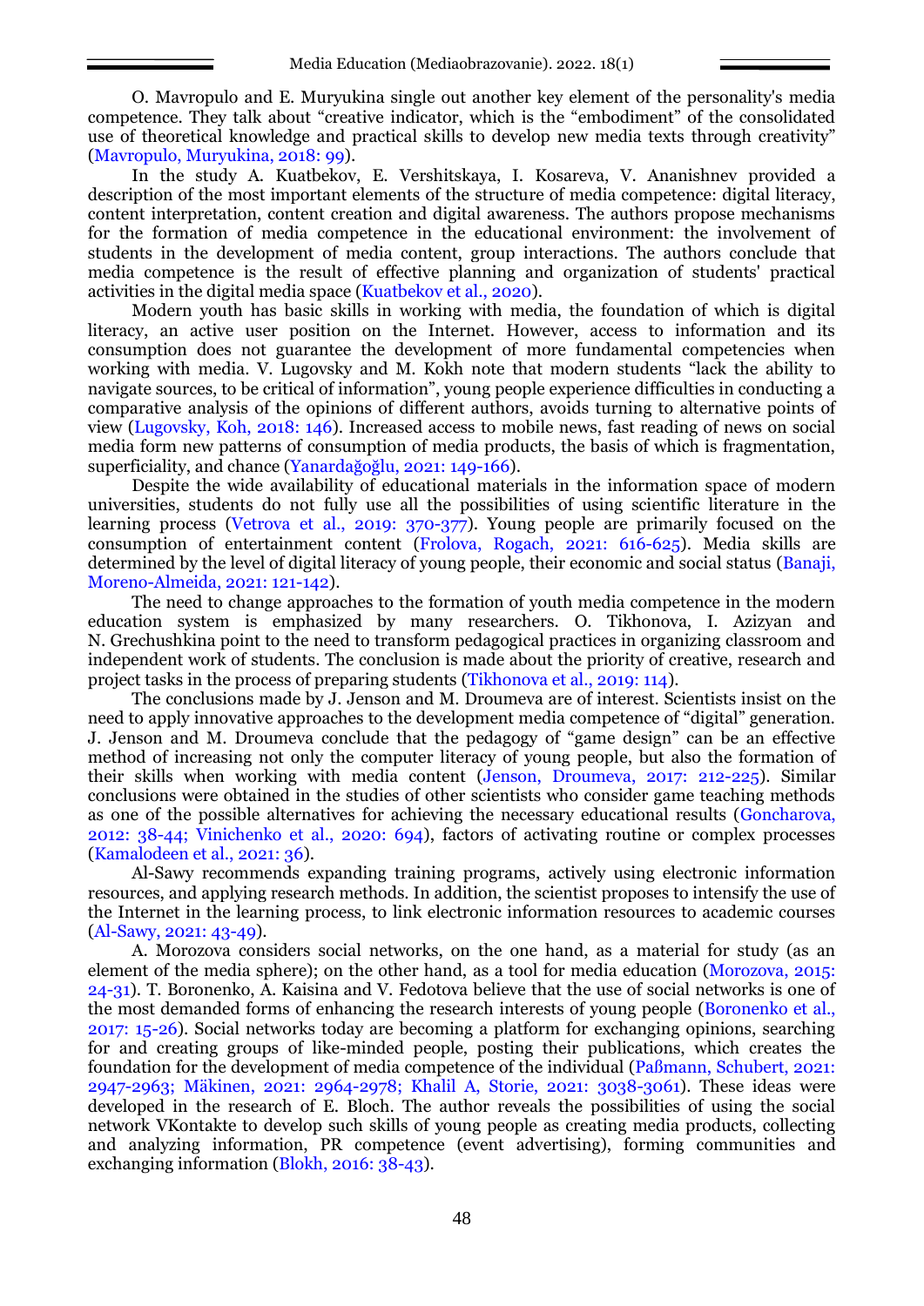O. Mavropulo and E. Muryukina single out another key element of the personality's media competence. They talk about "creative indicator, which is the "embodiment" of the consolidated use of theoretical knowledge and practical skills to develop new media texts through creativity" (Mavropulo, Muryukina, 2018: 99).

In the study A. Kuatbekov, E. Vershitskaya, I. Kosareva, V. Ananishnev provided a description of the most important elements of the structure of media competence: digital literacy, content interpretation, content creation and digital awareness. The authors propose mechanisms for the formation of media competence in the educational environment: the involvement of students in the development of media content, group interactions. The authors conclude that media competence is the result of effective planning and organization of students' practical activities in the digital media space (Kuatbekov et al., 2020).

Modern youth has basic skills in working with media, the foundation of which is digital literacy, an active user position on the Internet. However, access to information and its consumption does not guarantee the development of more fundamental competencies when working with media. V. Lugovsky and M. Kokh note that modern students "lack the ability to navigate sources, to be critical of information", young people experience difficulties in conducting a comparative analysis of the opinions of different authors, avoids turning to alternative points of view (Lugovsky, Koh, 2018: 146). Increased access to mobile news, fast reading of news on social media form new patterns of consumption of media products, the basis of which is fragmentation, superficiality, and chance (Yanardağoğlu, 2021: 149-166).

Despite the wide availability of educational materials in the information space of modern universities, students do not fully use all the possibilities of using scientific literature in the learning process (Vetrova et al., 2019: 370-377). Young people are primarily focused on the consumption of entertainment content (Frolova, Rogach, 2021: 616-625). Media skills are determined by the level of digital literacy of young people, their economic and social status (Banaji, Moreno-Almeida, 2021: 121-142).

The need to change approaches to the formation of youth media competence in the modern education system is emphasized by many researchers. O. Tikhonova, I. Azizyan and N. Grechushkina point to the need to transform pedagogical practices in organizing classroom and independent work of students. The conclusion is made about the priority of creative, research and project tasks in the process of preparing students (Tikhonova et al., 2019: 114).

The conclusions made by J. Jenson and M. Droumeva are of interest. Scientists insist on the need to apply innovative approaches to the development media competence of "digital" generation. J. Jenson and M. Droumeva conclude that the pedagogy of "game design" can be an effective method of increasing not only the computer literacy of young people, but also the formation of their skills when working with media content (Jenson, Droumeva, 2017: 212-225). Similar conclusions were obtained in the studies of other scientists who consider game teaching methods as one of the possible alternatives for achieving the necessary educational results (Goncharova, 2012: 38-44; Vinichenko et al., 2020: 694), factors of activating routine or complex processes (Kamalodeen et al., 2021: 36).

Al-Sawy recommends expanding training programs, actively using electronic information resources, and applying research methods. In addition, the scientist proposes to intensify the use of the Internet in the learning process, to link electronic information resources to academic courses (Al-Sawy, 2021: 43-49).

A. Morozova considers social networks, on the one hand, as a material for study (as an element of the media sphere); on the other hand, as a tool for media education (Morozova, 2015: 24-31). T. Boronenko, A. Kaisina and V. Fedotova believe that the use of social networks is one of the most demanded forms of enhancing the research interests of young people (Boronenko et al., 2017: 15-26). Social networks today are becoming a platform for exchanging opinions, searching for and creating groups of like-minded people, posting their publications, which creates the foundation for the development of media competence of the individual (Paßmann, Schubert, 2021: 2947-2963; Mäkinen, 2021: 2964-2978; Khalil A, Storie, 2021: 3038-3061). These ideas were developed in the research of E. Bloch. The author reveals the possibilities of using the social network VKontakte to develop such skills of young people as creating media products, collecting and analyzing information, PR competence (event advertising), forming communities and exchanging information (Blokh, 2016: 38-43).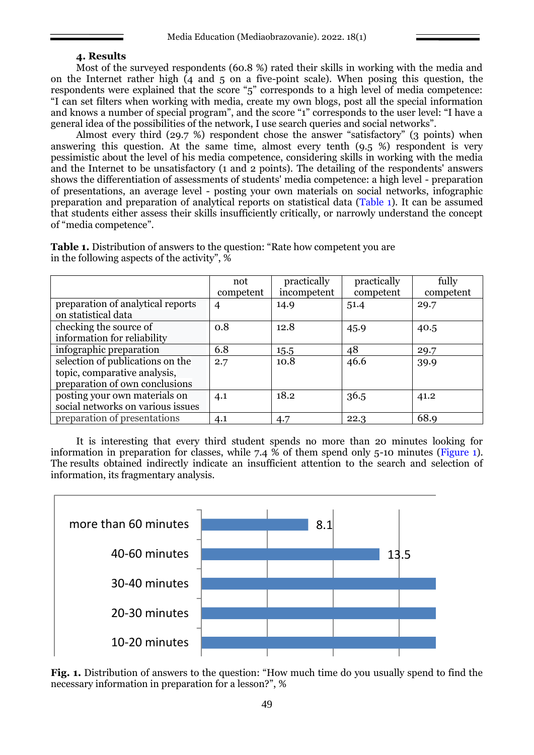## 4. Results

Most of the surveyed respondents (60.8 %) rated their skills in working with the media and on the Internet rather high (4 and 5 on a five-point scale). When posing this question, the respondents were explained that the score “5” corresponds to a high level of media competence: “I can set filters when working with media, create my own blogs, post all the special information and knows a number of special program”, and the score “1” corresponds to the user level: “I have a general idea of the possibilities of the network, I use search queries and social networks”.

Almost every third (29.7 %) respondent chose the answer “satisfactory” (3 points) when answering this question. At the same time, almost every tenth (9.5 %) respondent is very pessimistic about the level of his media competence, considering skills in working with the media and the Internet to be unsatisfactory (1 and 2 points). The detailing of the respondents' answers shows the differentiation of assessments of students' media competence: a high level - preparation of presentations, an average level - posting your own materials on social networks, infographic preparation and preparation of analytical reports on statistical data (Table 1). It can be assumed that students either assess their skills insufficiently critically, or narrowly understand the concept of “media competence”.

**Table 1.** Distribution of answers to the question: “Rate how competent you are in the following aspects of the activity”, %

| | not competent | practically incompetent | practically competent | fully competent |
|---|---|---|---|---|
| preparation of analytical reports on statistical data | 4 | 14.9 | 51.4 | 29.7 |
| checking the source of information for reliability | 0.8 | 12.8 | 45.9 | 40.5 |
| infographic preparation | 6.8 | 15.5 | 48 | 29.7 |
| selection of publications on the topic, comparative analysis, preparation of own conclusions | 2.7 | 10.8 | 46.6 | 39.9 |
| posting your own materials on social networks on various issues | 4.1 | 18.2 | 36.5 | 41.2 |
| preparation of presentations | 4.1 | 4.7 | 22.3 | 68.9 |

It is interesting that every third student spends no more than 20 minutes looking for information in preparation for classes, while 7.4 % of them spend only 5-10 minutes (Figure 1). The results obtained indirectly indicate an insufficient attention to the search and selection of information, its fragmentary analysis.

| Time | % |
|---|---|
| more than 60 minutes | 8.1 |
| 40-60 minutes | 13.5 |
| 30-40 minutes | |
| 20-30 minutes | |
| 10-20 minutes | |

**Fig. 1.** Distribution of answers to the question: “How much time do you usually spend to find the necessary information in preparation for a lesson?”, %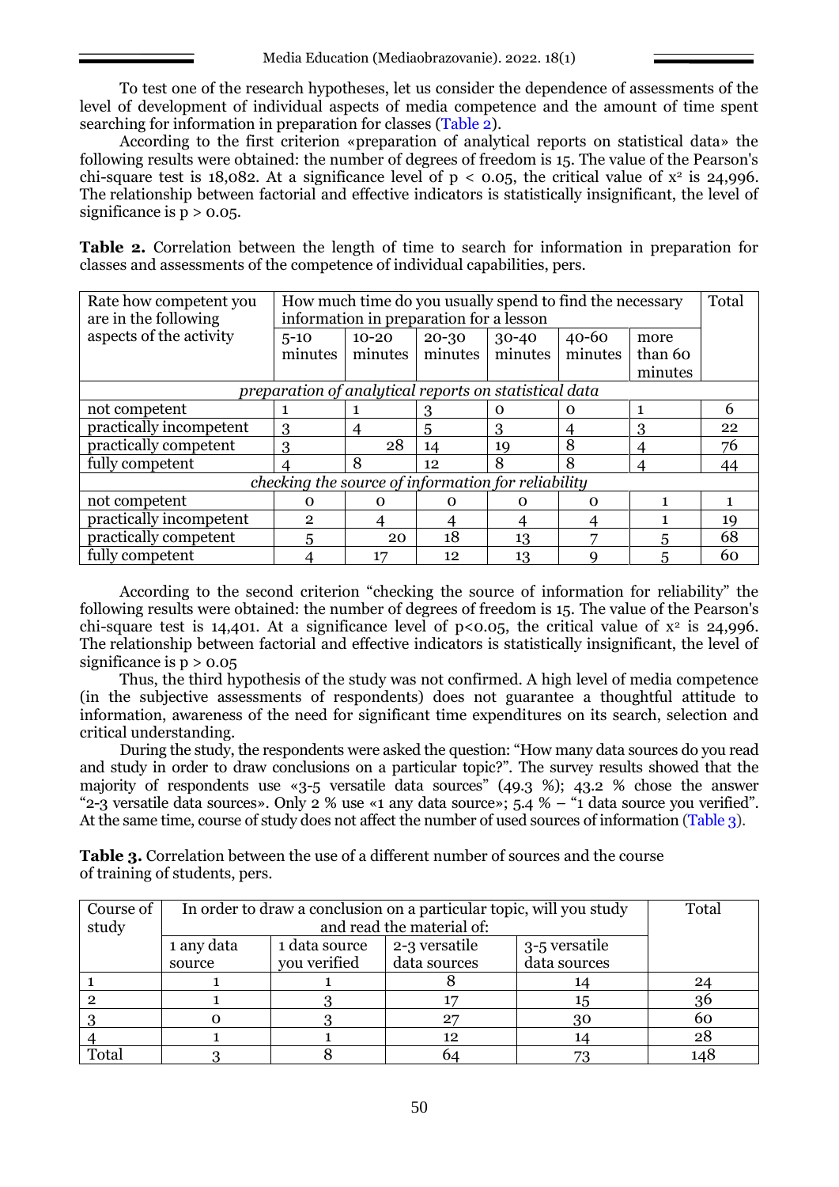To test one of the research hypotheses, let us consider the dependence of assessments of the level of development of individual aspects of media competence and the amount of time spent searching for information in preparation for classes (Table 2).

According to the first criterion «preparation of analytical reports on statistical data» the following results were obtained: the number of degrees of freedom is 15. The value of the Pearson's chi-square test is 18,082. At a significance level of $p < 0.05$, the critical value of $x^2$ is 24,996. The relationship between factorial and effective indicators is statistically insignificant, the level of significance is $p > 0.05$.

**Table 2.** Correlation between the length of time to search for information in preparation for classes and assessments of the competence of individual capabilities, pers.

| Rate how competent you are in the following aspects of the activity | How much time do you usually spend to find the necessary information in preparation for a lesson | | | | | | Total |
|---|---|---|---|---|---|---|---|
| | 5-10 minutes | 10-20 minutes | 20-30 minutes | 30-40 minutes | 40-60 minutes | more than 60 minutes | |
| *preparation of analytical reports on statistical data* | | | | | | | |
| not competent | 1 | 1 | 3 | 0 | 0 | 1 | 6 |
| practically incompetent | 3 | 4 | 5 | 3 | 4 | 3 | 22 |
| practically competent | 3 | 28 | 14 | 19 | 8 | 4 | 76 |
| fully competent | 4 | 8 | 12 | 8 | 8 | 4 | 44 |
| *checking the source of information for reliability* | | | | | | | |
| not competent | 0 | 0 | 0 | 0 | 0 | 1 | 1 |
| practically incompetent | 2 | 4 | 4 | 4 | 4 | 1 | 19 |
| practically competent | 5 | 20 | 18 | 13 | 7 | 5 | 68 |
| fully competent | 4 | 17 | 12 | 13 | 9 | 5 | 60 |

According to the second criterion "checking the source of information for reliability" the following results were obtained: the number of degrees of freedom is 15. The value of the Pearson's chi-square test is 14,401. At a significance level of $p<0.05$, the critical value of $x^2$ is 24,996. The relationship between factorial and effective indicators is statistically insignificant, the level of significance is $p > 0.05$

Thus, the third hypothesis of the study was not confirmed. A high level of media competence (in the subjective assessments of respondents) does not guarantee a thoughtful attitude to information, awareness of the need for significant time expenditures on its search, selection and critical understanding.

During the study, the respondents were asked the question: "How many data sources do you read and study in order to draw conclusions on a particular topic?". The survey results showed that the majority of respondents use «3-5 versatile data sources" (49.3 %); 43.2 % chose the answer "2-3 versatile data sources». Only 2 % use «1 any data source»; 5.4 % – "1 data source you verified". At the same time, course of study does not affect the number of used sources of information (Table 3).

**Table 3.** Correlation between the use of a different number of sources and the course of training of students, pers.

| Course of study | In order to draw a conclusion on a particular topic, will you study and read the material of: | | | | Total |
|---|---|---|---|---|---|
| | 1 any data source | 1 data source you verified | 2-3 versatile data sources | 3-5 versatile data sources | |
| 1 | 1 | 1 | 8 | 14 | 24 |
| 2 | 1 | 3 | 17 | 15 | 36 |
| 3 | 0 | 3 | 27 | 30 | 60 |
| 4 | 1 | 1 | 12 | 14 | 28 |
| Total | 3 | 8 | 64 | 73 | 148 |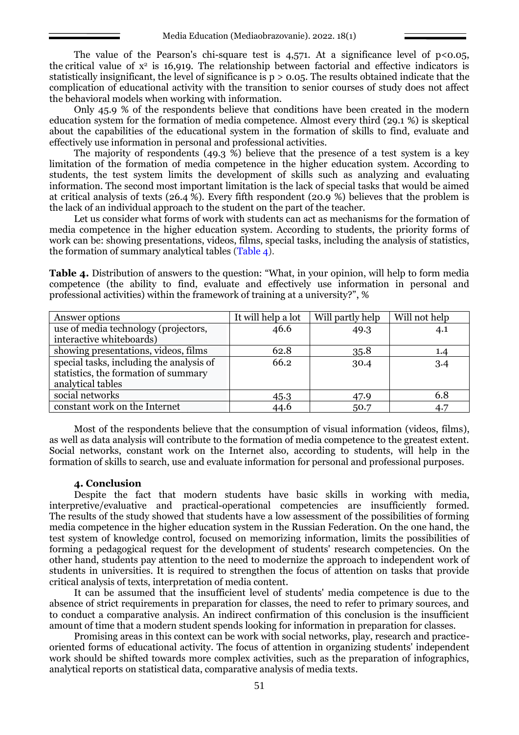The value of the Pearson's chi-square test is 4,571. At a significance level of $p<0.05$, the critical value of $x^2$ is 16,919. The relationship between factorial and effective indicators is statistically insignificant, the level of significance is $p > 0.05$. The results obtained indicate that the complication of educational activity with the transition to senior courses of study does not affect the behavioral models when working with information.

Only 45.9 % of the respondents believe that conditions have been created in the modern education system for the formation of media competence. Almost every third (29.1 %) is skeptical about the capabilities of the educational system in the formation of skills to find, evaluate and effectively use information in personal and professional activities.

The majority of respondents (49.3 %) believe that the presence of a test system is a key limitation of the formation of media competence in the higher education system. According to students, the test system limits the development of skills such as analyzing and evaluating information. The second most important limitation is the lack of special tasks that would be aimed at critical analysis of texts (26.4 %). Every fifth respondent (20.9 %) believes that the problem is the lack of an individual approach to the student on the part of the teacher.

Let us consider what forms of work with students can act as mechanisms for the formation of media competence in the higher education system. According to students, the priority forms of work can be: showing presentations, videos, films, special tasks, including the analysis of statistics, the formation of summary analytical tables (Table 4).

**Table 4.** Distribution of answers to the question: "What, in your opinion, will help to form media competence (the ability to find, evaluate and effectively use information in personal and professional activities) within the framework of training at a university?", %

| Answer options | It will help a lot | Will partly help | Will not help |
|---|---|---|---|
| use of media technology (projectors, interactive whiteboards) | 46.6 | 49.3 | 4.1 |
| showing presentations, videos, films | 62.8 | 35.8 | 1.4 |
| special tasks, including the analysis of statistics, the formation of summary analytical tables | 66.2 | 30.4 | 3.4 |
| social networks | 45.3 | 47.9 | 6.8 |
| constant work on the Internet | 44.6 | 50.7 | 4.7 |

Most of the respondents believe that the consumption of visual information (videos, films), as well as data analysis will contribute to the formation of media competence to the greatest extent. Social networks, constant work on the Internet also, according to students, will help in the formation of skills to search, use and evaluate information for personal and professional purposes.

## 4. Conclusion

Despite the fact that modern students have basic skills in working with media, interpretive/evaluative and practical-operational competencies are insufficiently formed. The results of the study showed that students have a low assessment of the possibilities of forming media competence in the higher education system in the Russian Federation. On the one hand, the test system of knowledge control, focused on memorizing information, limits the possibilities of forming a pedagogical request for the development of students' research competencies. On the other hand, students pay attention to the need to modernize the approach to independent work of students in universities. It is required to strengthen the focus of attention on tasks that provide critical analysis of texts, interpretation of media content.

It can be assumed that the insufficient level of students' media competence is due to the absence of strict requirements in preparation for classes, the need to refer to primary sources, and to conduct a comparative analysis. An indirect confirmation of this conclusion is the insufficient amount of time that a modern student spends looking for information in preparation for classes.

Promising areas in this context can be work with social networks, play, research and practice-oriented forms of educational activity. The focus of attention in organizing students' independent work should be shifted towards more complex activities, such as the preparation of infographics, analytical reports on statistical data, comparative analysis of media texts.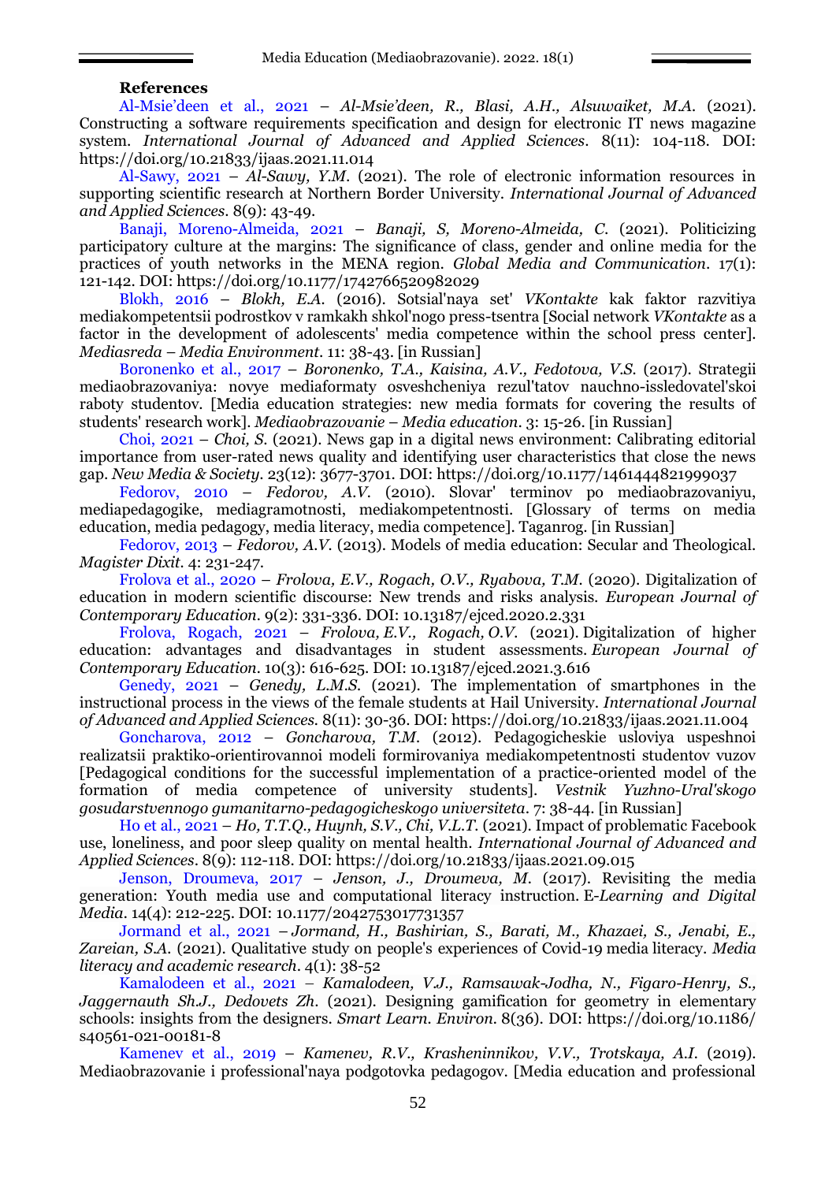**References**

Al-Msie'deen et al., 2021 – *Al-Msie'deen, R., Blasi, A.H., Alsuwaiket, M.A.* (2021). Constructing a software requirements specification and design for electronic IT news magazine system. *International Journal of Advanced and Applied Sciences*. 8(11): 104-118. DOI: https://doi.org/10.21833/ijaas.2021.11.014

Al-Sawy, 2021 – *Al-Sawy, Y.M.* (2021). The role of electronic information resources in supporting scientific research at Northern Border University. *International Journal of Advanced and Applied Sciences*. 8(9): 43-49.

Banaji, Moreno-Almeida, 2021 – *Banaji, S, Moreno-Almeida, C.* (2021). Politicizing participatory culture at the margins: The significance of class, gender and online media for the practices of youth networks in the MENA region. *Global Media and Communication*. 17(1): 121-142. DOI: https://doi.org/10.1177/1742766520982029

Blokh, 2016 – *Blokh, E.A.* (2016). Sotsial'naya set' *VKontakte* kak faktor razvitiya mediakompetentsii podrostkov v ramkakh shkol'nogo press-tsentra [Social network *VKontakte* as a factor in the development of adolescents' media competence within the school press center]. *Mediasreda – Media Environment*. 11: 38-43. [in Russian]

Boronenko et al., 2017 – *Boronenko, T.A., Kaisina, A.V., Fedotova, V.S.* (2017). Strategii mediaobrazovaniya: novye mediaformaty osveshcheniya rezul'tatov nauchno-issledovatel'skoi raboty studentov. [Media education strategies: new media formats for covering the results of students' research work]. *Mediaobrazovanie – Media education*. 3: 15-26. [in Russian]

Choi, 2021 – *Choi, S.* (2021). News gap in a digital news environment: Calibrating editorial importance from user-rated news quality and identifying user characteristics that close the news gap. *New Media & Society*. 23(12): 3677-3701. DOI: https://doi.org/10.1177/1461444821999037

Fedorov, 2010 – *Fedorov, A.V.* (2010). Slovar' terminov po mediaobrazovaniyu, mediapedagogike, mediagramotnosti, mediakompetentnosti. [Glossary of terms on media education, media pedagogy, media literacy, media competence]. Taganrog. [in Russian]

Fedorov, 2013 – *Fedorov, A.V.* (2013). Models of media education: Secular and Theological. *Magister Dixit*. 4: 231-247.

Frolova et al., 2020 – *Frolova, E.V., Rogach, O.V., Ryabova, T.M.* (2020). Digitalization of education in modern scientific discourse: New trends and risks analysis. *European Journal of Contemporary Education*. 9(2): 331-336. DOI: 10.13187/ejced.2020.2.331

Frolova, Rogach, 2021 – *Frolova, E.V., Rogach, O.V.* (2021). Digitalization of higher education: advantages and disadvantages in student assessments. *European Journal of Contemporary Education*. 10(3): 616-625. DOI: 10.13187/ejced.2021.3.616

Genedy, 2021 – *Genedy, L.M.S.* (2021). The implementation of smartphones in the instructional process in the views of the female students at Hail University. *International Journal of Advanced and Applied Sciences*. 8(11): 30-36. DOI: https://doi.org/10.21833/ijaas.2021.11.004

Goncharova, 2012 – *Goncharova, T.M.* (2012). Pedagogicheskie usloviya uspeshnoi realizatsii praktiko-orientirovannoi modeli formirovaniya mediakompetentnosti studentov vuzov [Pedagogical conditions for the successful implementation of a practice-oriented model of the formation of media competence of university students]. *Vestnik Yuzhno-Ural'skogo gosudarstvennogo gumanitarno-pedagogicheskogo universiteta*. 7: 38-44. [in Russian]

Ho et al., 2021 – *Ho, T.T.Q., Huynh, S.V., Chi, V.L.T.* (2021). Impact of problematic Facebook use, loneliness, and poor sleep quality on mental health. *International Journal of Advanced and Applied Sciences*. 8(9): 112-118. DOI: https://doi.org/10.21833/ijaas.2021.09.015

Jenson, Droumeva, 2017 – *Jenson, J., Droumeva, M.* (2017). Revisiting the media generation: Youth media use and computational literacy instruction. *E-Learning and Digital Media*. 14(4): 212-225. DOI: 10.1177/2042753017731357

Jormand et al., 2021 – *Jormand, H., Bashirian, S., Barati, M., Khazaei, S., Jenabi, E., Zareian, S.A.* (2021). Qualitative study on people's experiences of Covid-19 media literacy. *Media literacy and academic research*. 4(1): 38-52

Kamalodeen et al., 2021 – *Kamalodeen, V.J., Ramsawak-Jodha, N., Figaro-Henry, S., Jaggernauth Sh.J., Dedovets Zh.* (2021). Designing gamification for geometry in elementary schools: insights from the designers. *Smart Learn. Environ*. 8(36). DOI: https://doi.org/10.1186/s40561-021-00181-8

Kamenev et al., 2019 – *Kamenev, R.V., Krasheninnikov, V.V., Trotskaya, A.I.* (2019). Mediaobrazovanie i professional'naya podgotovka pedagogov. [Media education and professional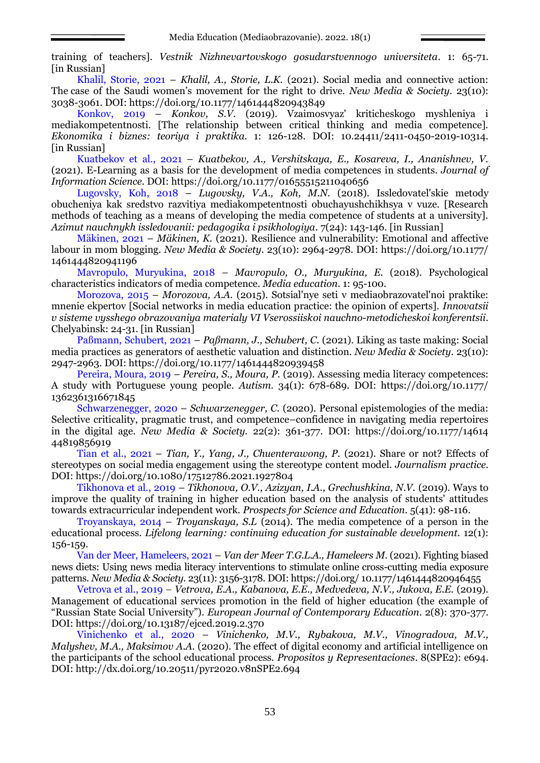training of teachers]. *Vestnik Nizhnevartovskogo gosudarstvennogo universiteta*. 1: 65-71. [in Russian]

Khalil, Storie, 2021 – *Khalil, A., Storie, L.K.* (2021). Social media and connective action: The case of the Saudi women's movement for the right to drive. *New Media & Society*. 23(10): 3038-3061. DOI: https://doi.org/10.1177/1461444820943849

Konkov, 2019 – *Konkov, S.V.* (2019). Vzaimosvyaz' kriticheskogo myshleniya i mediakompetentnosti. [The relationship between critical thinking and media competence]. *Ekonomika i biznes: teoriya i praktika*. 1: 126-128. DOI: 10.24411/2411-0450-2019-10314. [in Russian]

Kuatbekov et al., 2021 – *Kuatbekov, A., Vershitskaya, E., Kosareva, I., Ananishnev, V.* (2021). E-Learning as a basis for the development of media competences in students. *Journal of Information Science*. DOI: https://doi.org/10.1177/01655515211040656

Lugovsky, Koh, 2018 – *Lugovsky, V.A., Koh, M.N.* (2018). Issledovatel'skie metody obucheniya kak sredstvo razvitiya mediakompetentnosti obuchayushchikhsya v vuze. [Research methods of teaching as a means of developing the media competence of students at a university]. *Azimut nauchnykh issledovanii: pedagogika i psikhologiya*. 7(24): 143-146. [in Russian]

Mäkinen, 2021 – *Mäkinen, K.* (2021). Resilience and vulnerability: Emotional and affective labour in mom blogging. *New Media & Society*. 23(10): 2964-2978. DOI: https://doi.org/10.1177/1461444820941196

Mavropulo, Muryukina, 2018 – *Mavropulo, O., Muryukina, E.* (2018). Psychological characteristics indicators of media competence. *Media education*. 1: 95-100.

Morozova, 2015 – *Morozova, A.A.* (2015). Sotsial'nye seti v mediaobrazovatel'noi praktike: mnenie ekpertov [Social networks in media education practice: the opinion of experts]. *Innovatsii v sisteme vysshego obrazovaniya materialy VI Vserossiiskoi nauchno-metodicheskoi konferentsii*. Chelyabinsk: 24-31. [in Russian]

Paßmann, Schubert, 2021 – *Paßmann, J., Schubert, C.* (2021). Liking as taste making: Social media practices as generators of aesthetic valuation and distinction. *New Media & Society*. 23(10): 2947-2963. DOI: https://doi.org/10.1177/1461444820939458

Pereira, Moura, 2019 – *Pereira, S., Moura, P.* (2019). Assessing media literacy competences: A study with Portuguese young people. *Autism*. 34(1): 678-689. DOI: https://doi.org/10.1177/1362361316671845

Schwarzenegger, 2020 – *Schwarzenegger, C.* (2020). Personal epistemologies of the media: Selective criticality, pragmatic trust, and competence–confidence in navigating media repertoires in the digital age. *New Media & Society*. 22(2): 361-377. DOI: https://doi.org/10.1177/1461444819856919

Tian et al., 2021 – *Tian, Y., Yang, J., Chuenterawong, P.* (2021). Share or not? Effects of stereotypes on social media engagement using the stereotype content model. *Journalism practice*. DOI: https://doi.org/10.1080/17512786.2021.1927804

Tikhonova et al., 2019 – *Tikhonova, O.V., Azizyan, I.A., Grechushkina, N.V.* (2019). Ways to improve the quality of training in higher education based on the analysis of students' attitudes towards extracurricular independent work. *Prospects for Science and Education*. 5(41): 98-116.

Troyanskaya, 2014 – *Troyanskaya, S.L* (2014). The media competence of a person in the educational process. *Lifelong learning: continuing education for sustainable development*. 12(1): 156-159.

Van der Meer, Hameleers, 2021 – *Van der Meer T.G.L.A., Hameleers M.* (2021). Fighting biased news diets: Using news media literacy interventions to stimulate online cross-cutting media exposure patterns. *New Media & Society*. 23(11): 3156-3178. DOI: https://doi.org/10.1177/1461444820946455

Vetrova et al., 2019 – *Vetrova, E.A., Kabanova, E.E., Medvedeva, N.V., Jukova, E.E.* (2019). Management of educational services promotion in the field of higher education (the example of "Russian State Social University"). *European Journal of Contemporary Education*. 2(8): 370-377. DOI: https://doi.org/10.13187/ejced.2019.2.370

Vinichenko et al., 2020 – *Vinichenko, M.V., Rybakova, M.V., Vinogradova, M.V., Malyshev, M.A., Maksimov A.A.* (2020). The effect of digital economy and artificial intelligence on the participants of the school educational process. *Propositos y Representaciones*. 8(SPE2): e694. DOI: http://dx.doi.org/10.20511/pyr2020.v8nSPE2.694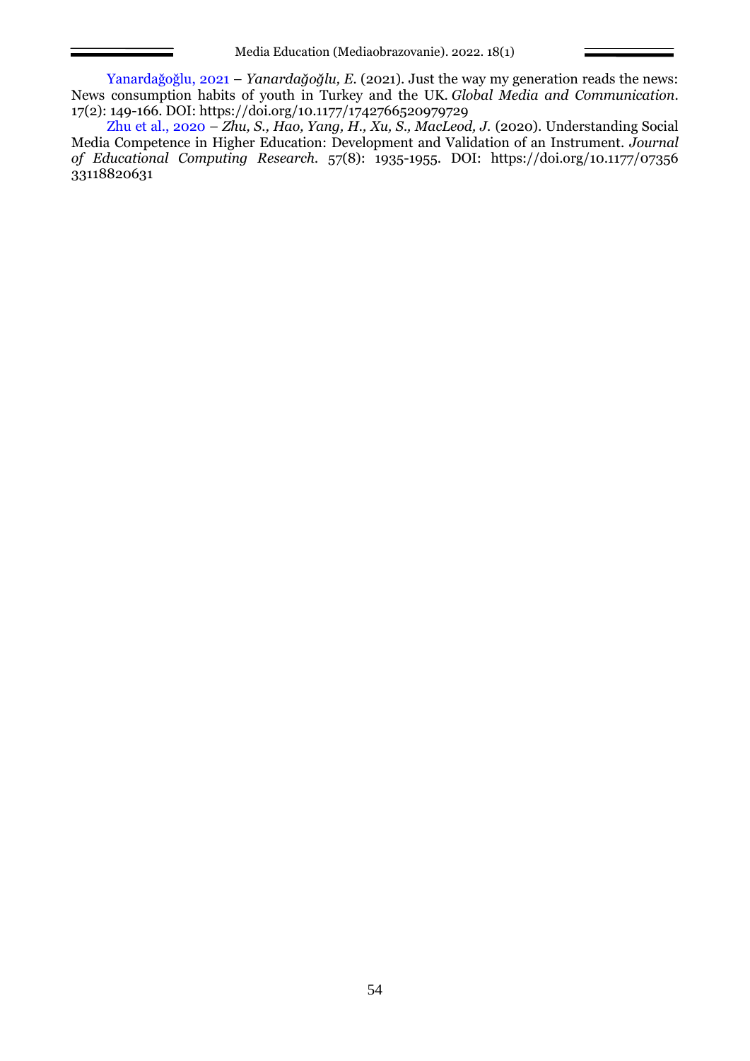Yanardağoğlu, 2021 – *Yanardağoğlu, E.* (2021). Just the way my generation reads the news: News consumption habits of youth in Turkey and the UK. *Global Media and Communication*. 17(2): 149-166. DOI: https://doi.org/10.1177/1742766520979729

Zhu et al., 2020 – *Zhu, S., Hao, Yang, H., Xu, S., MacLeod, J.* (2020). Understanding Social Media Competence in Higher Education: Development and Validation of an Instrument. *Journal of Educational Computing Research*. 57(8): 1935-1955. DOI: https://doi.org/10.1177/07356 33118820631